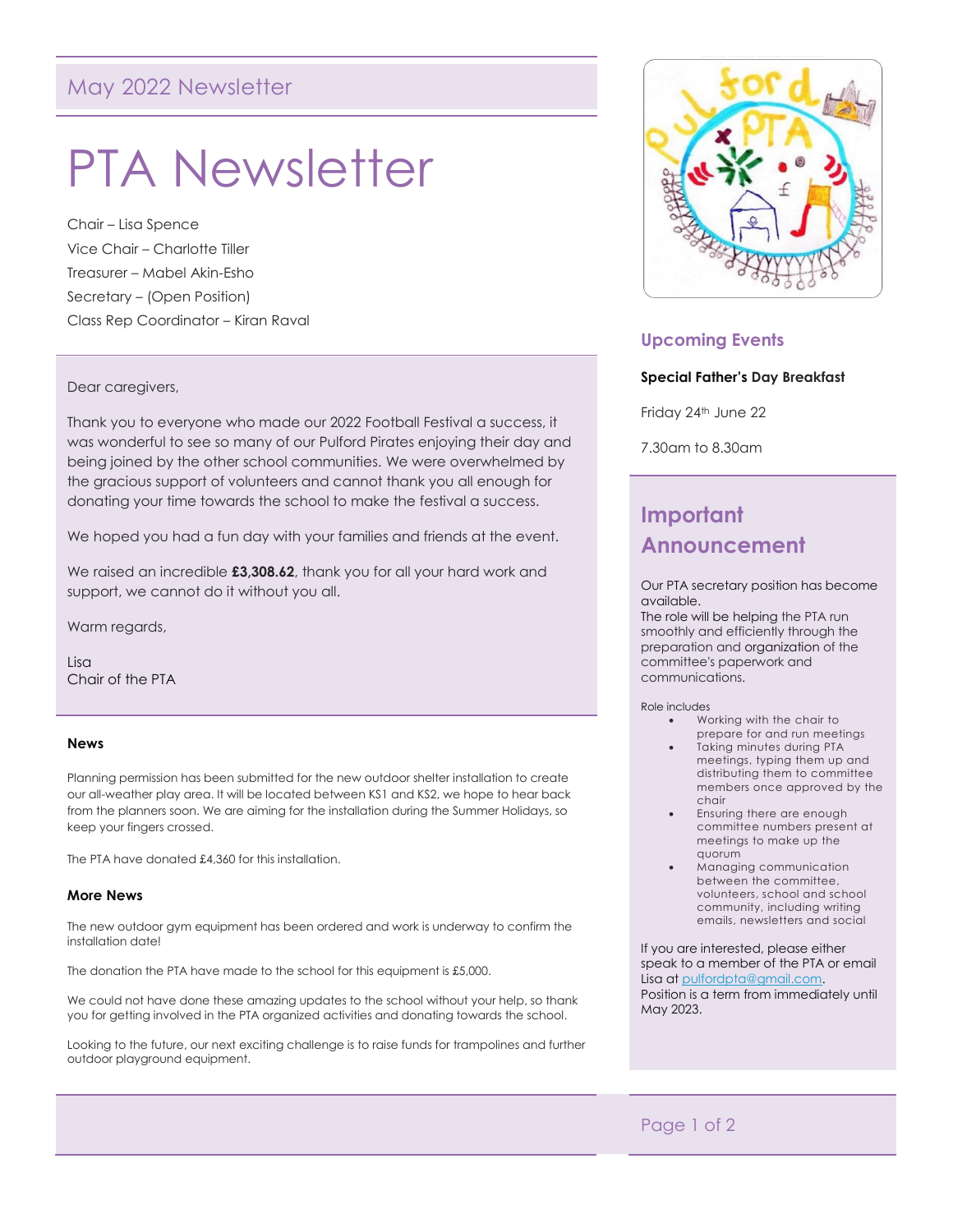May 2022 Newsletter

# PTA Newsletter

Chair – Lisa Spence
Vice Chair – Charlotte Tiller
Treasurer – Mabel Akin-Esho
Secretary – (Open Position)
Class Rep Coordinator – Kiran Raval

Dear caregivers,

Thank you to everyone who made our 2022 Football Festival a success, it was wonderful to see so many of our Pulford Pirates enjoying their day and being joined by the other school communities. We were overwhelmed by the gracious support of volunteers and cannot thank you all enough for donating your time towards the school to make the festival a success.

We hoped you had a fun day with your families and friends at the event.

We raised an incredible **£3,308.62**, thank you for all your hard work and support, we cannot do it without you all.

Warm regards,

Lisa
Chair of the PTA

### News

Planning permission has been submitted for the new outdoor shelter installation to create our all-weather play area. It will be located between KS1 and KS2, we hope to hear back from the planners soon. We are aiming for the installation during the Summer Holidays, so keep your fingers crossed.

The PTA have donated £4,360 for this installation.

### More News

The new outdoor gym equipment has been ordered and work is underway to confirm the installation date!

The donation the PTA have made to the school for this equipment is £5,000.

We could not have done these amazing updates to the school without your help, so thank you for getting involved in the PTA organized activities and donating towards the school.

Looking to the future, our next exciting challenge is to raise funds for trampolines and further outdoor playground equipment.

## Upcoming Events

**Special Father's Day Breakfast**

Friday 24th June 22

7.30am to 8.30am

## Important Announcement

Our PTA secretary position has become available.
The role will be helping the PTA run smoothly and efficiently through the preparation and organization of the committee's paperwork and communications.

Role includes

- Working with the chair to prepare for and run meetings
- Taking minutes during PTA meetings, typing them up and distributing them to committee members once approved by the chair
- Ensuring there are enough committee numbers present at meetings to make up the quorum
- Managing communication between the committee, volunteers, school and school community, including writing emails, newsletters and social

If you are interested, please either speak to a member of the PTA or email Lisa at pulfordpta@gmail.com.
Position is a term from immediately until May 2023.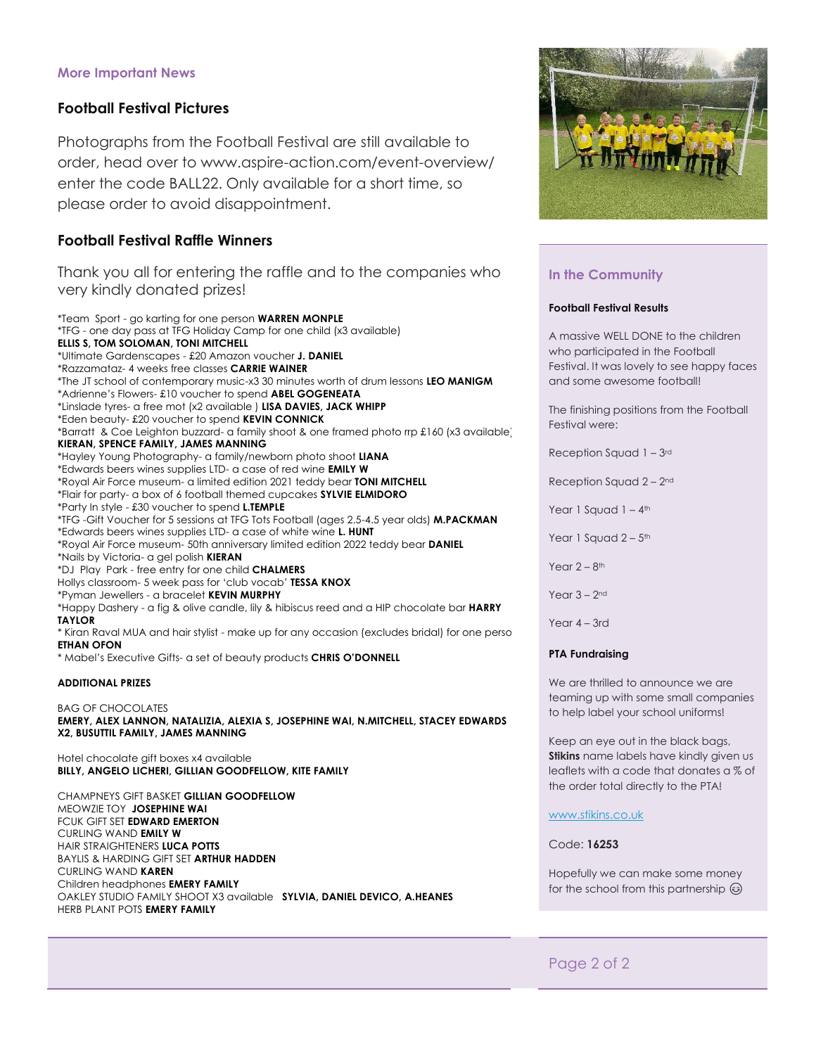## More Important News

### Football Festival Pictures

Photographs from the Football Festival are still available to order, head over to www.aspire-action.com/event-overview/ enter the code BALL22. Only available for a short time, so please order to avoid disappointment.

### Football Festival Raffle Winners

Thank you all for entering the raffle and to the companies who very kindly donated prizes!

*Team Sport - go karting for one person **WARREN MONPLE**
*TFG - one day pass at TFG Holiday Camp for one child (x3 available)
**ELLIS S, TOM SOLOMAN, TONI MITCHELL**
*Ultimate Gardenscapes - £20 Amazon voucher **J. DANIEL**
*Razzamataz- 4 weeks free classes **CARRIE WAINER**
*The JT school of contemporary music-x3 30 minutes worth of drum lessons **LEO MANIGM**
*Adrienne's Flowers- £10 voucher to spend **ABEL GOGENEATA**
*Linslade tyres- a free mot (x2 available ) **LISA DAVIES, JACK WHIPP**
*Eden beauty- £20 voucher to spend **KEVIN CONNICK**
*Barratt & Coe Leighton buzzard- a family shoot & one framed photo rrp £160 (x3 available)
**KIERAN, SPENCE FAMILY, JAMES MANNING**
*Hayley Young Photography- a family/newborn photo shoot **LIANA**
*Edwards beers wines supplies LTD- a case of red wine **EMILY W**
*Royal Air Force museum- a limited edition 2021 teddy bear **TONI MITCHELL**
*Flair for party- a box of 6 football themed cupcakes **SYLVIE ELMIDORO**
*Party In style - £30 voucher to spend **L.TEMPLE**
*TFG -Gift Voucher for 5 sessions at TFG Tots Football (ages 2.5-4.5 year olds) **M.PACKMAN**
*Edwards beers wines supplies LTD- a case of white wine **L. HUNT**
*Royal Air Force museum- 50th anniversary limited edition 2022 teddy bear **DANIEL**
*Nails by Victoria- a gel polish **KIERAN**
*DJ Play Park - free entry for one child **CHALMERS**
Hollys classroom- 5 week pass for 'club vocab' **TESSA KNOX**
*Pyman Jewellers - a bracelet **KEVIN MURPHY**
*Happy Dashery - a fig & olive candle, lily & hibiscus reed and a HIP chocolate bar **HARRY TAYLOR**
* Kiran Raval MUA and hair stylist - make up for any occasion (excludes bridal) for one perso **ETHAN OFON**
* Mabel's Executive Gifts- a set of beauty products **CHRIS O'DONNELL**

**ADDITIONAL PRIZES**

BAG OF CHOCOLATES
**EMERY, ALEX LANNON, NATALIZIA, ALEXIA S, JOSEPHINE WAI, N.MITCHELL, STACEY EDWARDS X2, BUSUTTIL FAMILY, JAMES MANNING**

Hotel chocolate gift boxes x4 available
**BILLY, ANGELO LICHERI, GILLIAN GOODFELLOW, KITE FAMILY**

CHAMPNEYS GIFT BASKET **GILLIAN GOODFELLOW**
MEOWZIE TOY **JOSEPHINE WAI**
FCUK GIFT SET **EDWARD EMERTON**
CURLING WAND **EMILY W**
HAIR STRAIGHTENERS **LUCA POTTS**
BAYLIS & HARDING GIFT SET **ARTHUR HADDEN**
CURLING WAND **KAREN**
Children headphones **EMERY FAMILY**
OAKLEY STUDIO FAMILY SHOOT X3 available **SYLVIA, DANIEL DEVICO, A.HEANES**
HERB PLANT POTS **EMERY FAMILY**

## In the Community

**Football Festival Results**

A massive WELL DONE to the children who participated in the Football Festival. It was lovely to see happy faces and some awesome football!

The finishing positions from the Football Festival were:

Reception Squad 1 – 3rd

Reception Squad 2 – 2nd

Year 1 Squad 1 – 4th

Year 1 Squad 2 – 5th

Year 2 – 8th

Year 3 – 2nd

Year 4 – 3rd

**PTA Fundraising**

We are thrilled to announce we are teaming up with some small companies to help label your school uniforms!

Keep an eye out in the black bags, **Stikins** name labels have kindly given us leaflets with a code that donates a % of the order total directly to the PTA!

www.stikins.co.uk

Code: **16253**

Hopefully we can make some money for the school from this partnership 😉